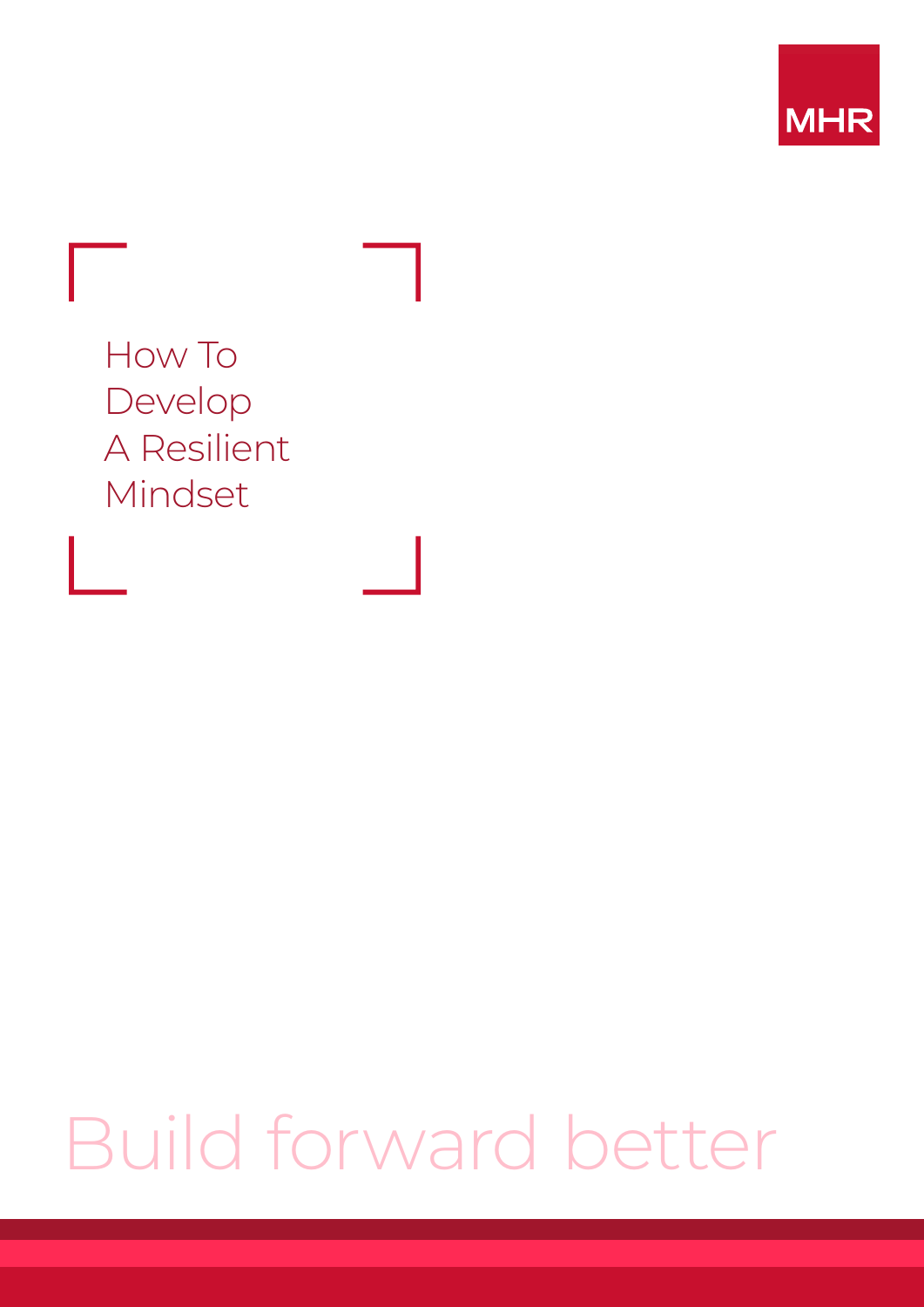MHR

# How To Develop A Resilient Mindset

Build forward better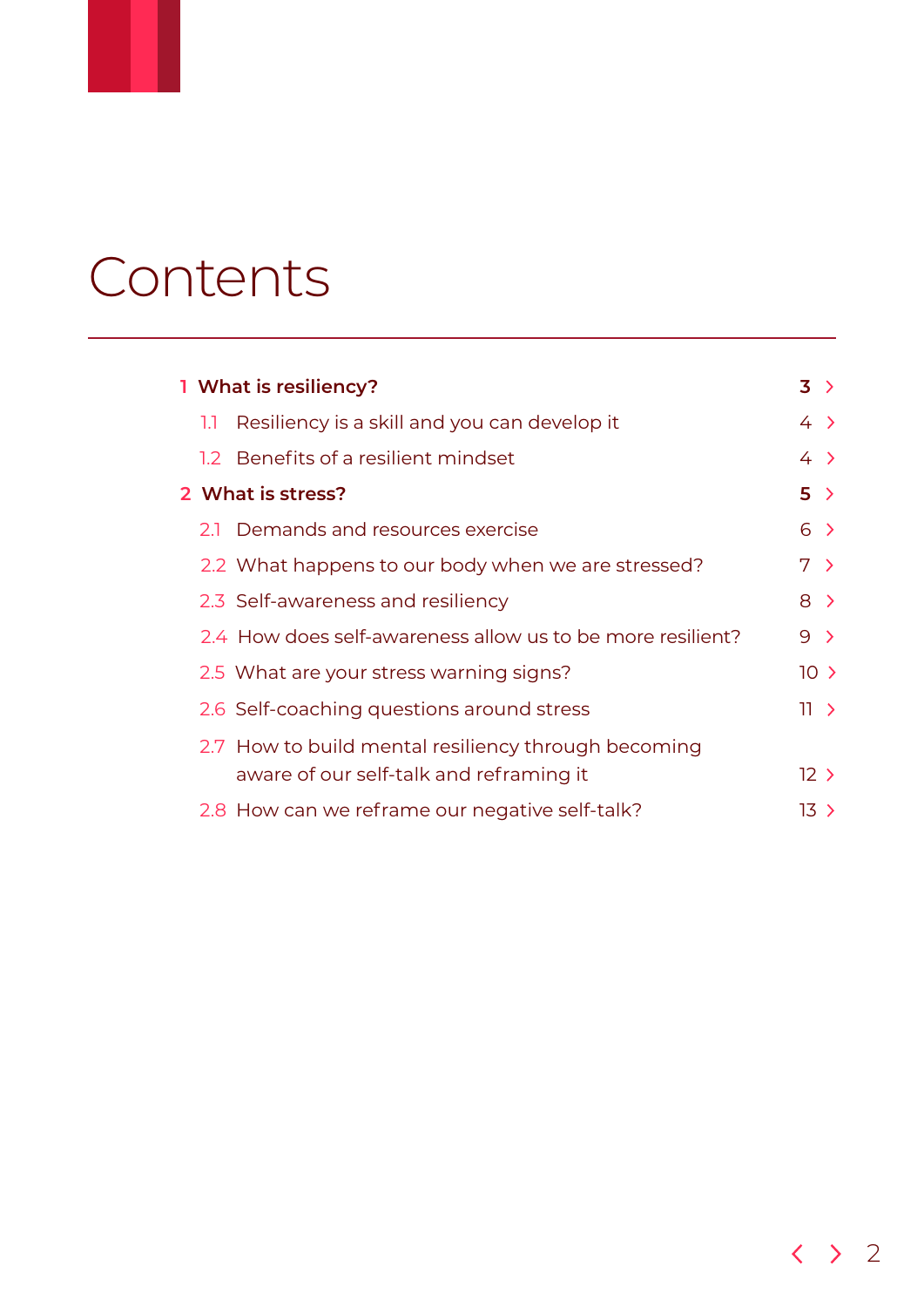# Contents

- **1 What is resiliency?** — **3**
  - 1.1 Resiliency is a skill and you can develop it — 4
  - 1.2 Benefits of a resilient mindset — 4
- **2 What is stress?** — **5**
  - 2.1 Demands and resources exercise — 6
  - 2.2 What happens to our body when we are stressed? — 7
  - 2.3 Self-awareness and resiliency — 8
  - 2.4 How does self-awareness allow us to be more resilient? — 9
  - 2.5 What are your stress warning signs? — 10
  - 2.6 Self-coaching questions around stress — 11
  - 2.7 How to build mental resiliency through becoming aware of our self-talk and reframing it — 12
  - 2.8 How can we reframe our negative self-talk? — 13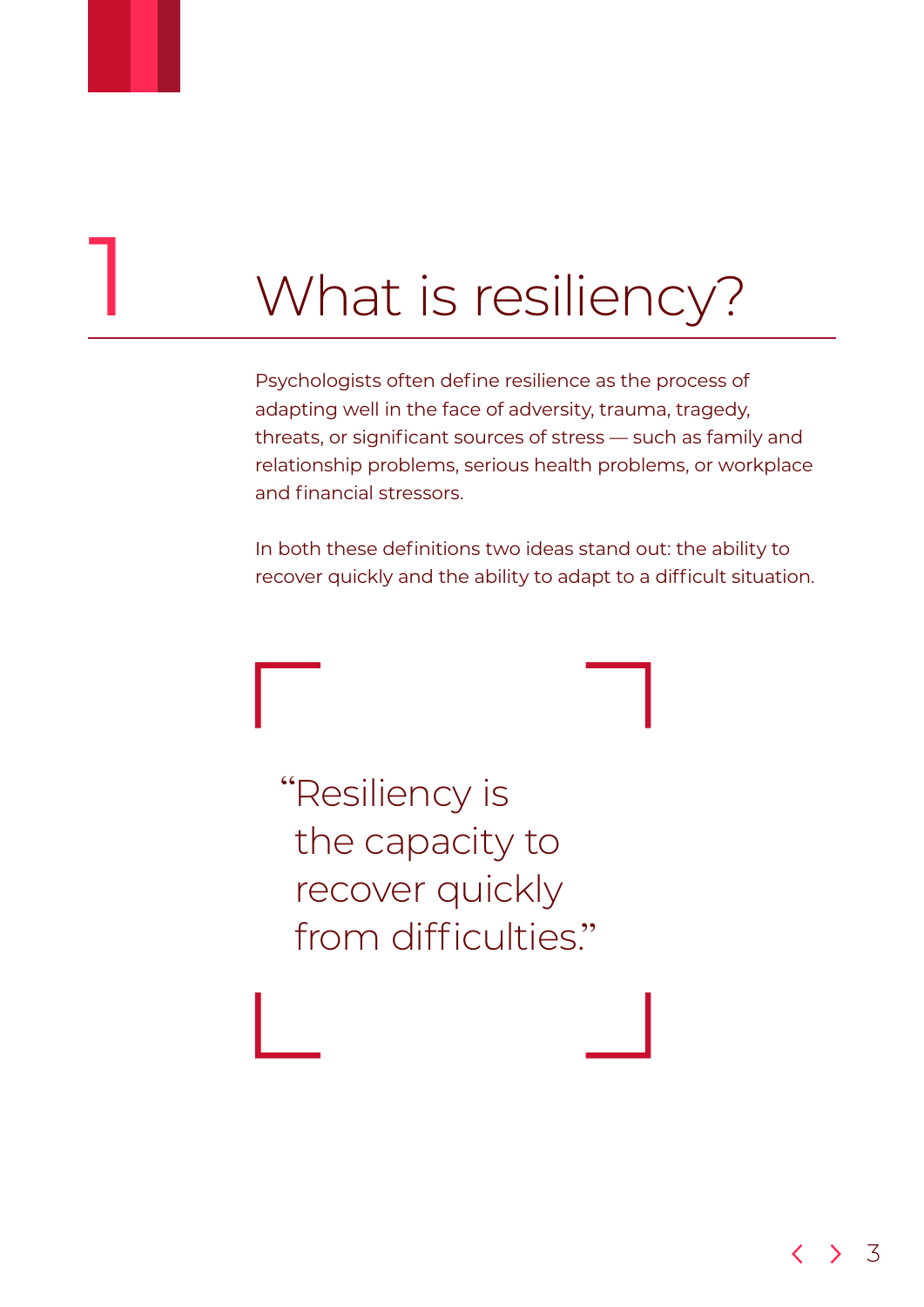# 1 What is resiliency?

Psychologists often define resilience as the process of adapting well in the face of adversity, trauma, tragedy, threats, or significant sources of stress — such as family and relationship problems, serious health problems, or workplace and financial stressors.

In both these definitions two ideas stand out: the ability to recover quickly and the ability to adapt to a difficult situation.

> "Resiliency is the capacity to recover quickly from difficulties."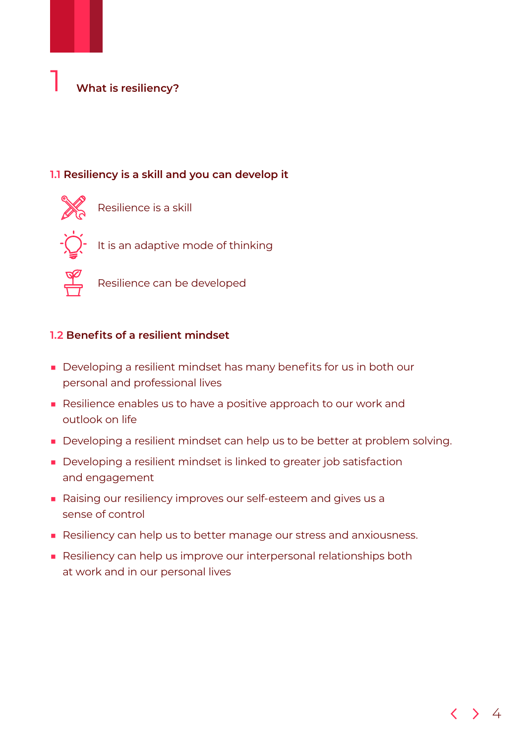# 1 What is resiliency?

## 1.1 Resiliency is a skill and you can develop it

- Resilience is a skill
- It is an adaptive mode of thinking
- Resilience can be developed

## 1.2 Benefits of a resilient mindset

- Developing a resilient mindset has many benefits for us in both our personal and professional lives
- Resilience enables us to have a positive approach to our work and outlook on life
- Developing a resilient mindset can help us to be better at problem solving.
- Developing a resilient mindset is linked to greater job satisfaction and engagement
- Raising our resiliency improves our self-esteem and gives us a sense of control
- Resiliency can help us to better manage our stress and anxiousness.
- Resiliency can help us improve our interpersonal relationships both at work and in our personal lives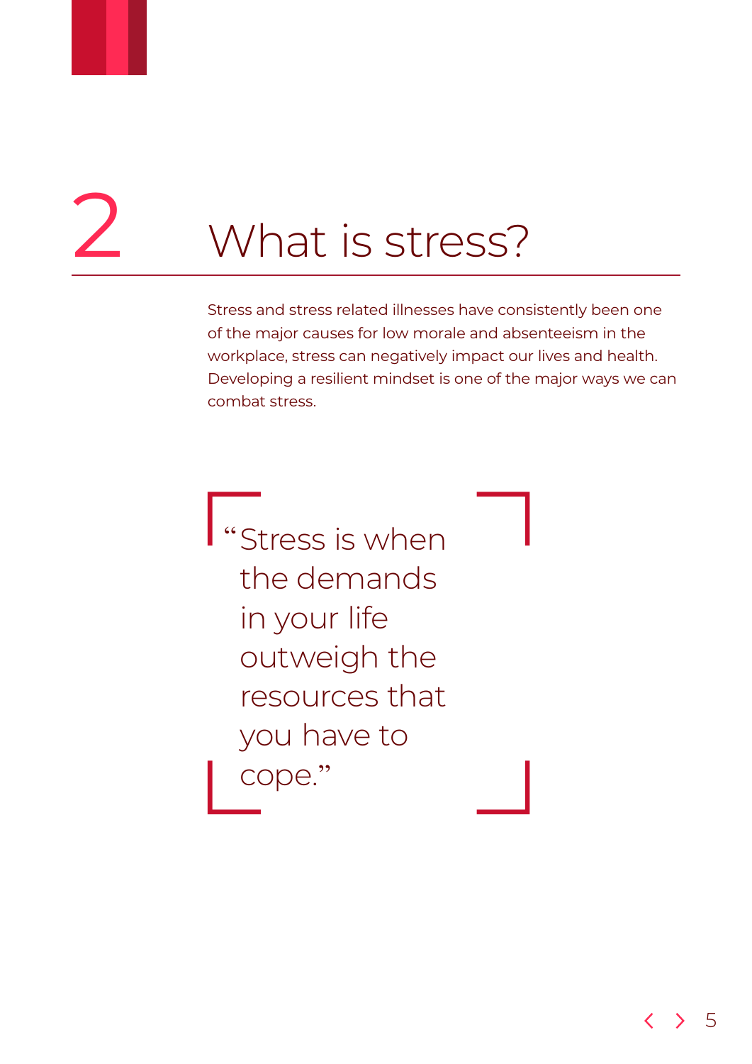# 2 What is stress?

Stress and stress related illnesses have consistently been one of the major causes for low morale and absenteeism in the workplace, stress can negatively impact our lives and health. Developing a resilient mindset is one of the major ways we can combat stress.

> "Stress is when the demands in your life outweigh the resources that you have to cope."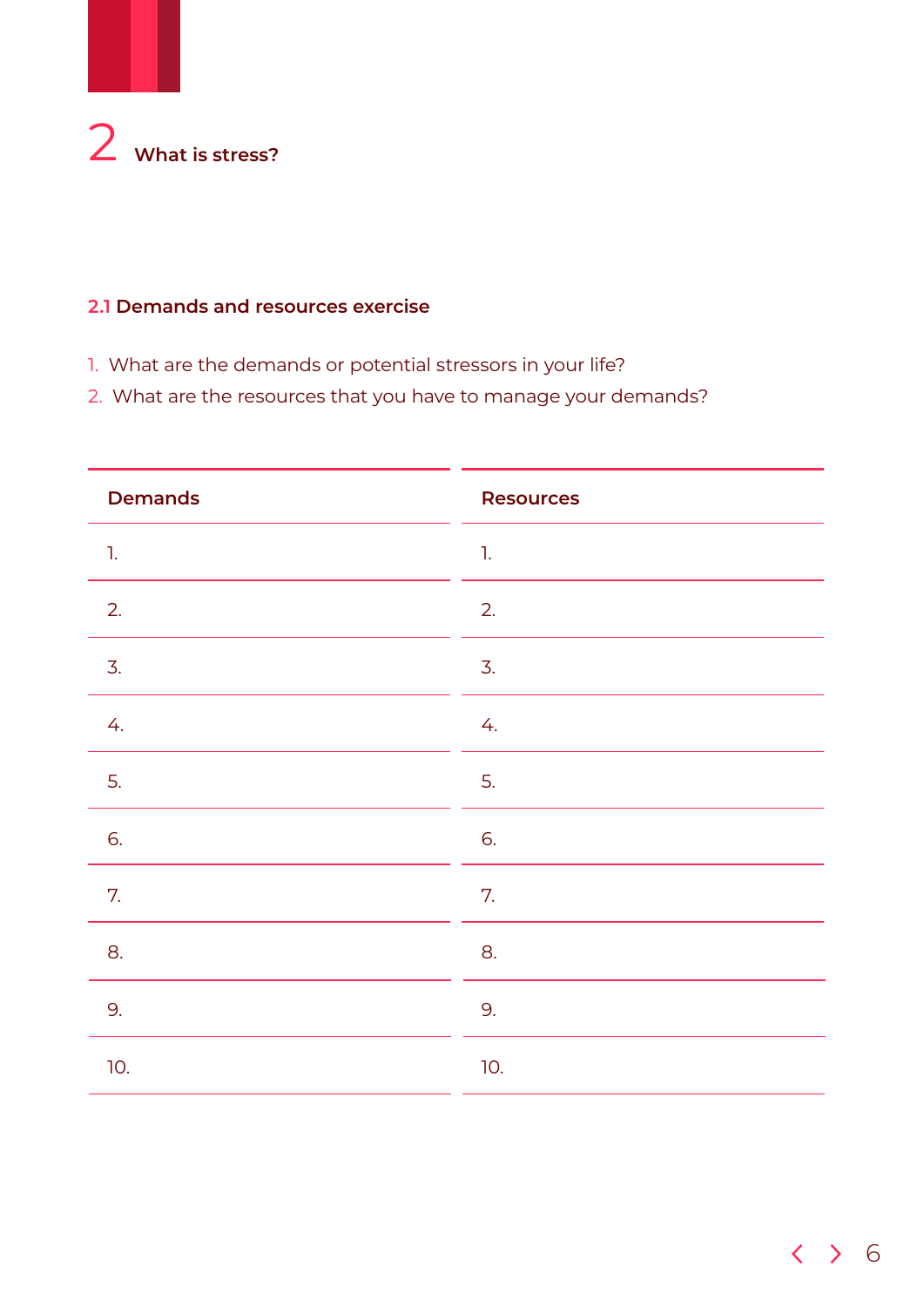# 2 What is stress?

## 2.1 Demands and resources exercise

1. What are the demands or potential stressors in your life?
2. What are the resources that you have to manage your demands?

| Demands | Resources |
|---|---|
| 1. | 1. |
| 2. | 2. |
| 3. | 3. |
| 4. | 4. |
| 5. | 5. |
| 6. | 6. |
| 7. | 7. |
| 8. | 8. |
| 9. | 9. |
| 10. | 10. |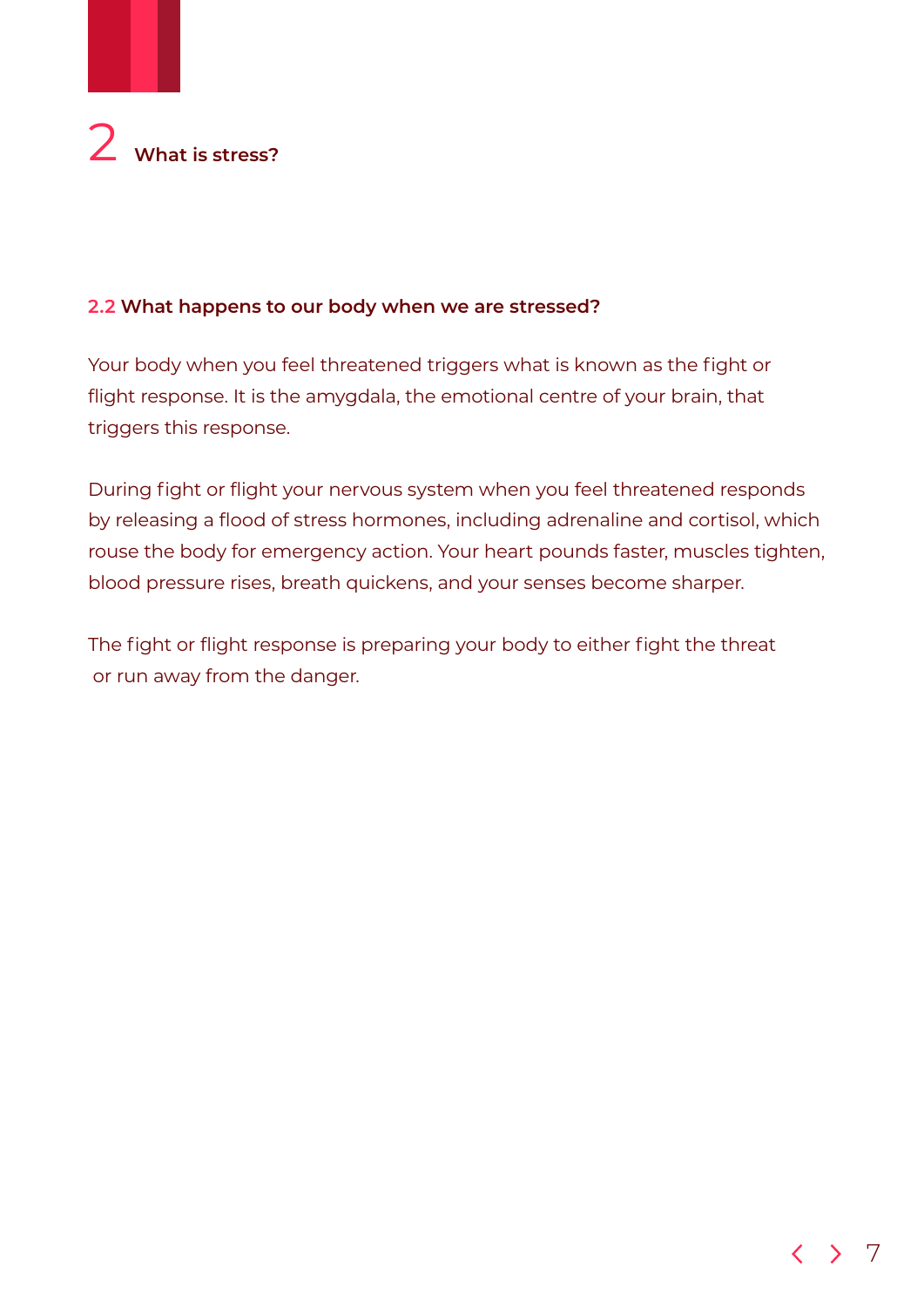# 2 What is stress?

## 2.2 What happens to our body when we are stressed?

Your body when you feel threatened triggers what is known as the fight or flight response. It is the amygdala, the emotional centre of your brain, that triggers this response.

During fight or flight your nervous system when you feel threatened responds by releasing a flood of stress hormones, including adrenaline and cortisol, which rouse the body for emergency action. Your heart pounds faster, muscles tighten, blood pressure rises, breath quickens, and your senses become sharper.

The fight or flight response is preparing your body to either fight the threat or run away from the danger.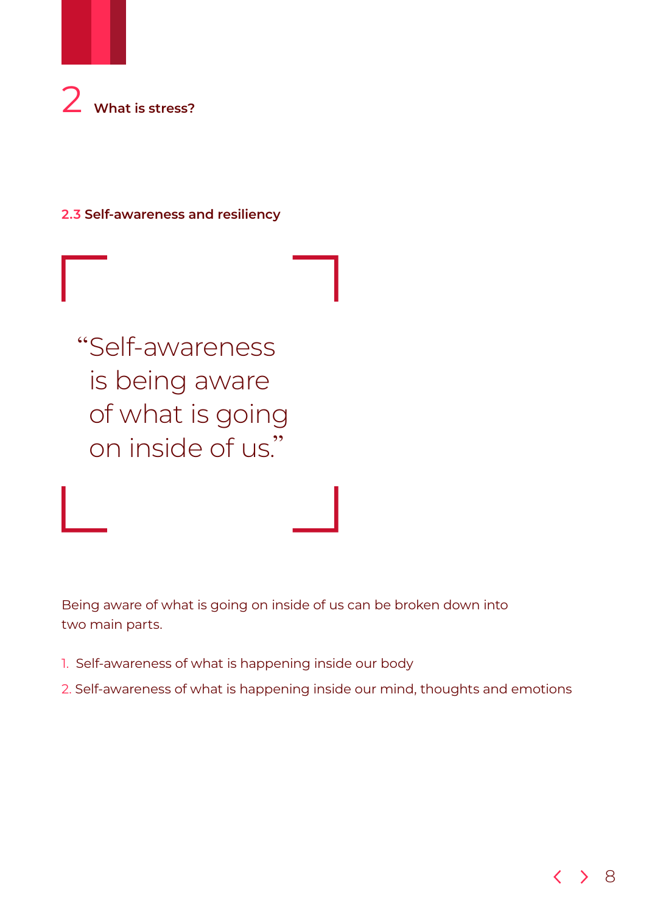# 2 What is stress?

## 2.3 Self-awareness and resiliency

> "Self-awareness is being aware of what is going on inside of us."

Being aware of what is going on inside of us can be broken down into two main parts.

1. Self-awareness of what is happening inside our body
2. Self-awareness of what is happening inside our mind, thoughts and emotions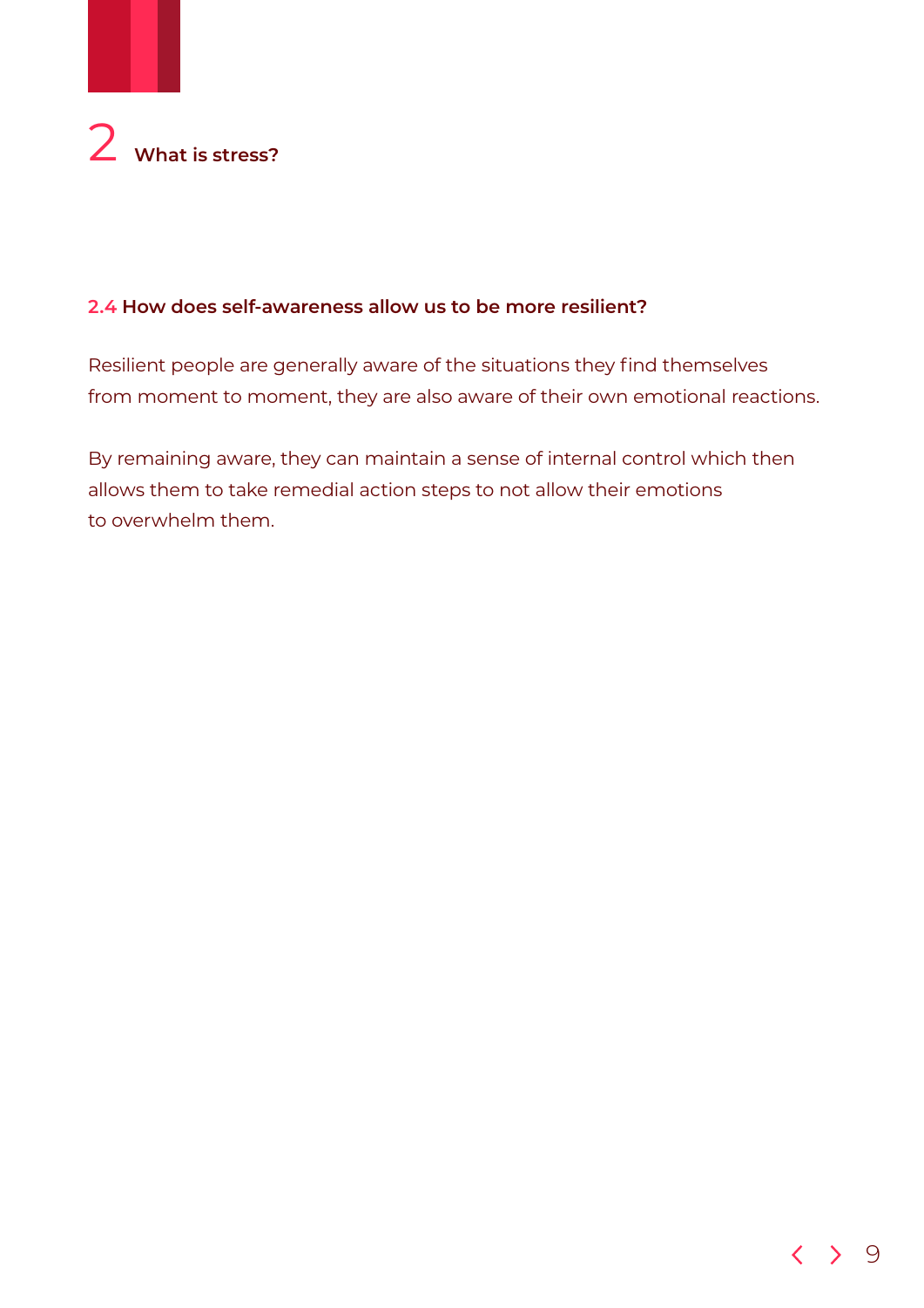# 2 What is stress?

### 2.4 How does self-awareness allow us to be more resilient?

Resilient people are generally aware of the situations they find themselves from moment to moment, they are also aware of their own emotional reactions.

By remaining aware, they can maintain a sense of internal control which then allows them to take remedial action steps to not allow their emotions to overwhelm them.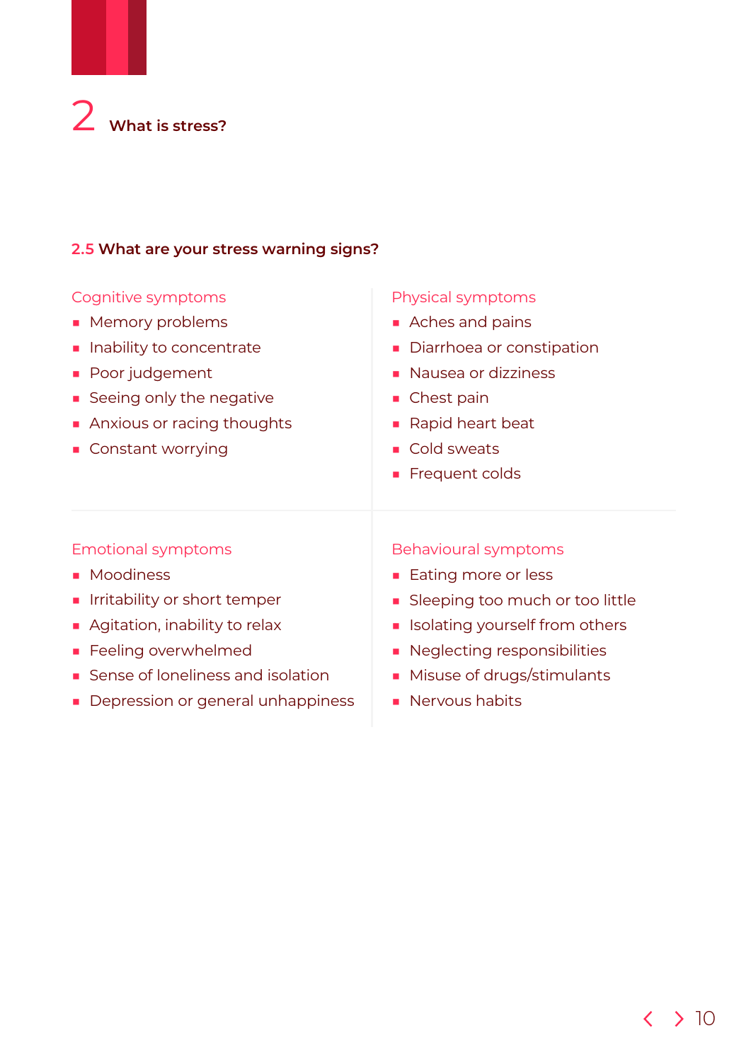## 2 What is stress?

### 2.5 What are your stress warning signs?

#### Cognitive symptoms

- Memory problems
- Inability to concentrate
- Poor judgement
- Seeing only the negative
- Anxious or racing thoughts
- Constant worrying

#### Physical symptoms

- Aches and pains
- Diarrhoea or constipation
- Nausea or dizziness
- Chest pain
- Rapid heart beat
- Cold sweats
- Frequent colds

#### Emotional symptoms

- Moodiness
- Irritability or short temper
- Agitation, inability to relax
- Feeling overwhelmed
- Sense of loneliness and isolation
- Depression or general unhappiness

#### Behavioural symptoms

- Eating more or less
- Sleeping too much or too little
- Isolating yourself from others
- Neglecting responsibilities
- Misuse of drugs/stimulants
- Nervous habits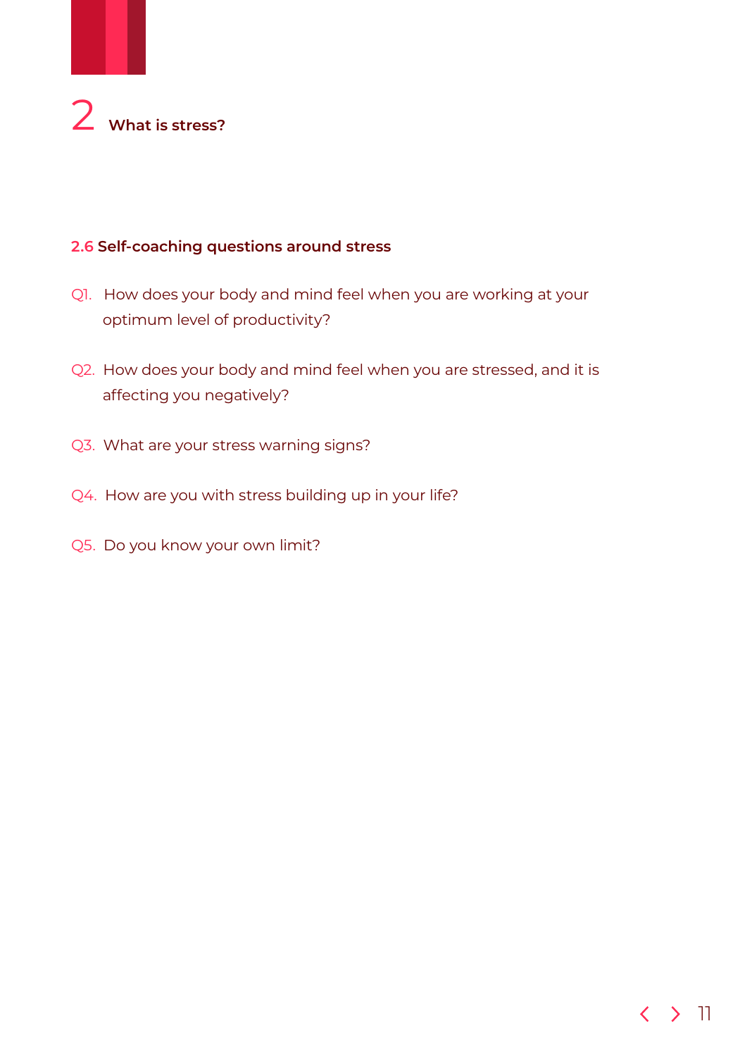# 2 What is stress?

## 2.6 Self-coaching questions around stress

Q1. How does your body and mind feel when you are working at your optimum level of productivity?

Q2. How does your body and mind feel when you are stressed, and it is affecting you negatively?

Q3. What are your stress warning signs?

Q4. How are you with stress building up in your life?

Q5. Do you know your own limit?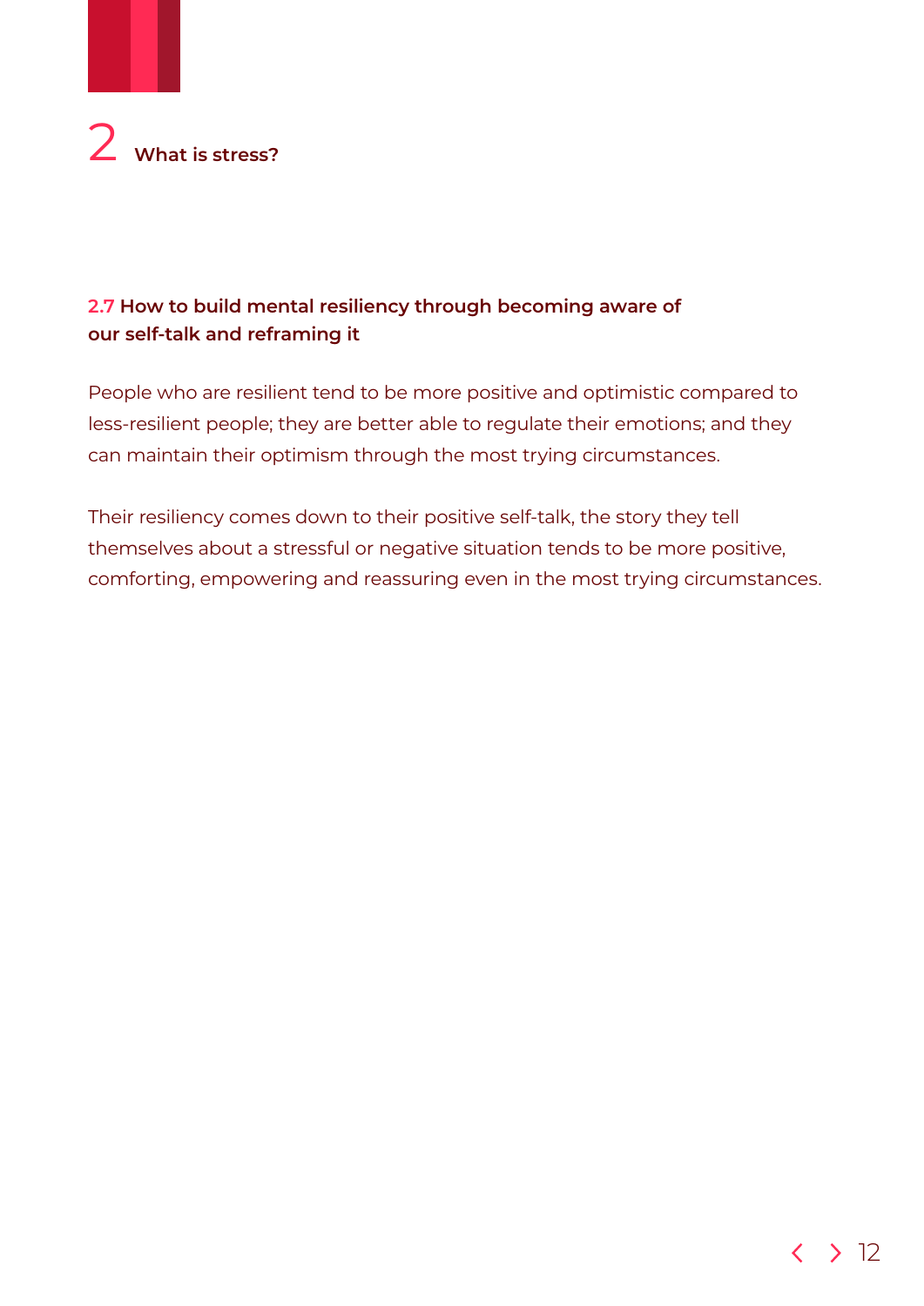# 2 What is stress?

### 2.7 How to build mental resiliency through becoming aware of our self-talk and reframing it

People who are resilient tend to be more positive and optimistic compared to less-resilient people; they are better able to regulate their emotions; and they can maintain their optimism through the most trying circumstances.

Their resiliency comes down to their positive self-talk, the story they tell themselves about a stressful or negative situation tends to be more positive, comforting, empowering and reassuring even in the most trying circumstances.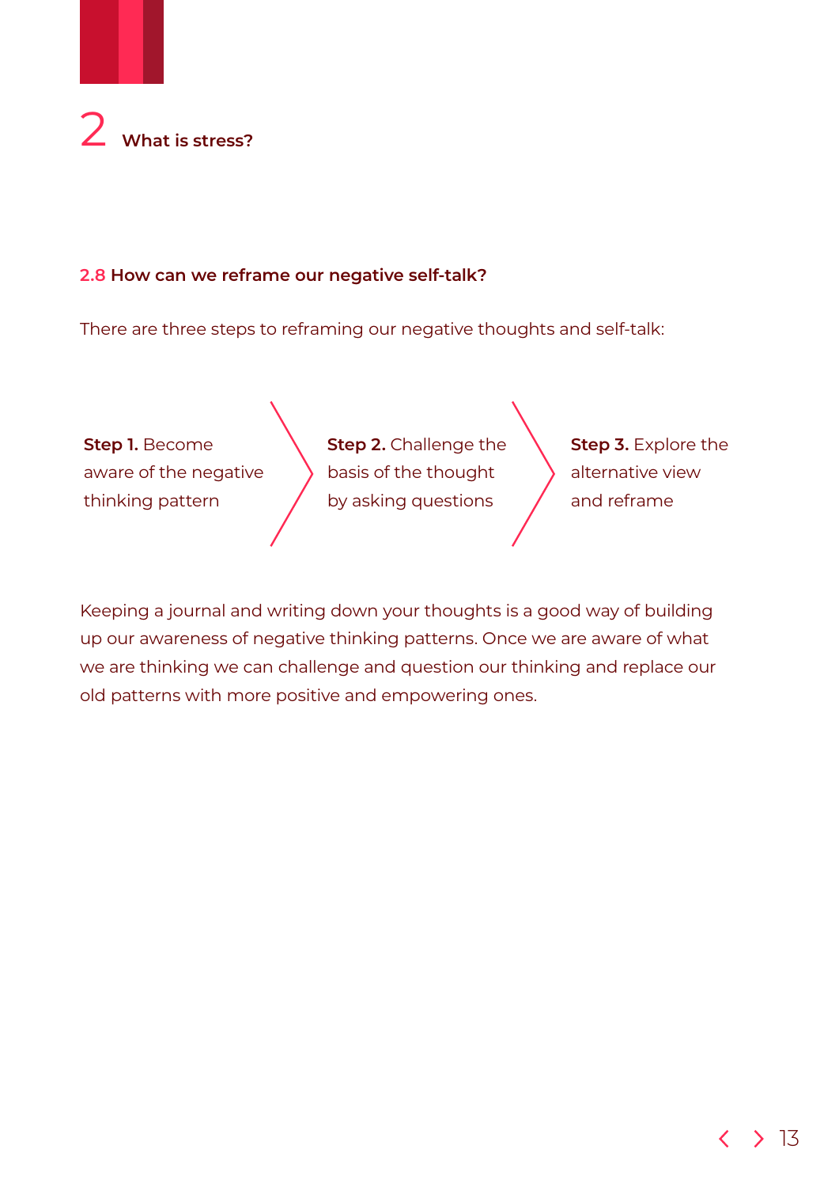# 2 What is stress?

## 2.8 How can we reframe our negative self-talk?

There are three steps to reframing our negative thoughts and self-talk:

**Step 1.** Become aware of the negative thinking pattern

**Step 2.** Challenge the basis of the thought by asking questions

**Step 3.** Explore the alternative view and reframe

Keeping a journal and writing down your thoughts is a good way of building up our awareness of negative thinking patterns. Once we are aware of what we are thinking we can challenge and question our thinking and replace our old patterns with more positive and empowering ones.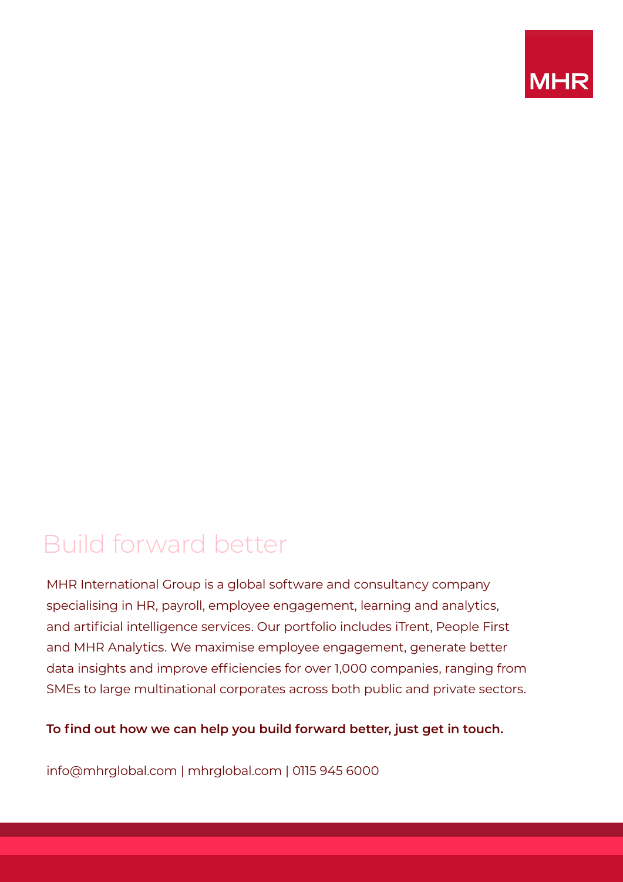MHR

# Build forward better

MHR International Group is a global software and consultancy company specialising in HR, payroll, employee engagement, learning and analytics, and artificial intelligence services. Our portfolio includes iTrent, People First and MHR Analytics. We maximise employee engagement, generate better data insights and improve efficiencies for over 1,000 companies, ranging from SMEs to large multinational corporates across both public and private sectors.

**To find out how we can help you build forward better, just get in touch.**

info@mhrglobal.com | mhrglobal.com | 0115 945 6000